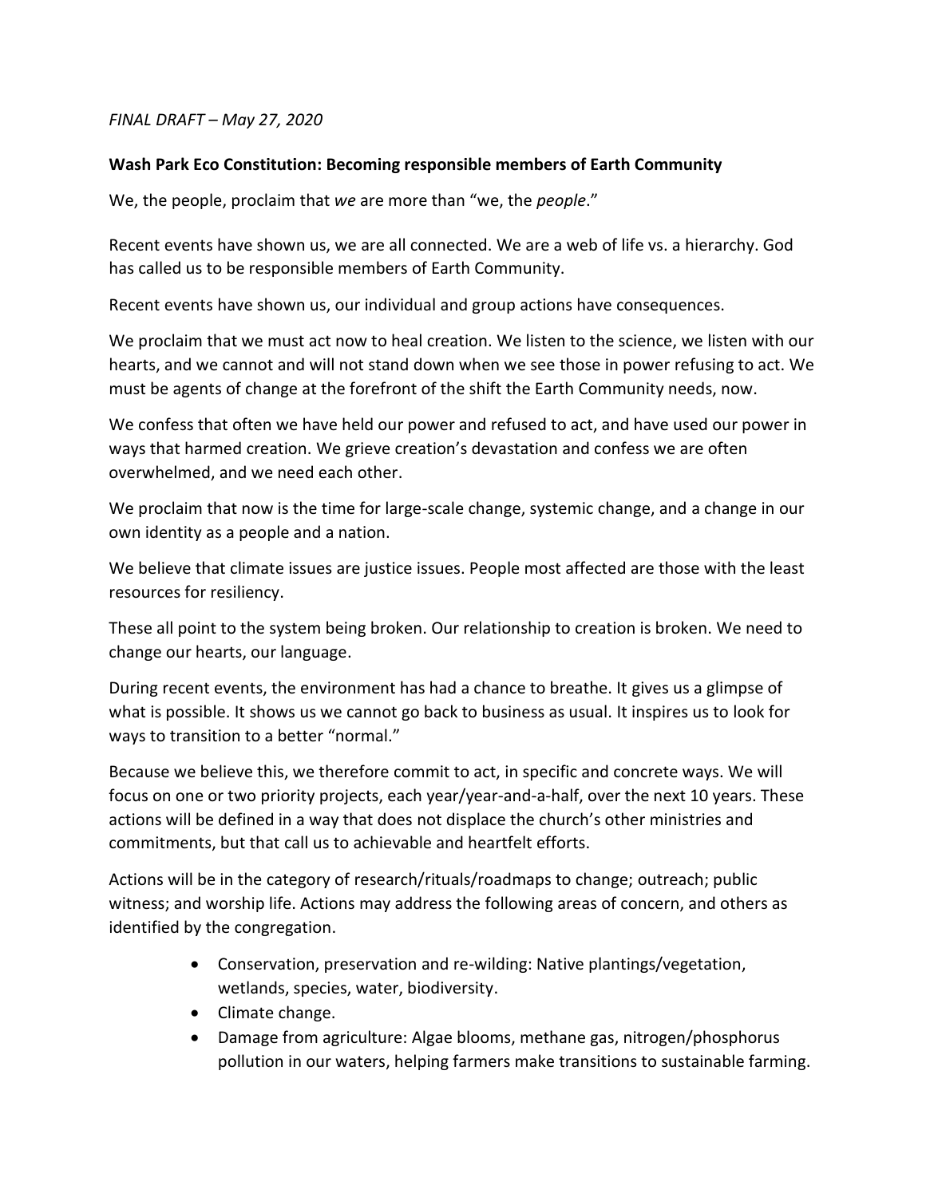*FINAL DRAFT – May 27, 2020*

**Wash Park Eco Constitution: Becoming responsible members of Earth Community**

We, the people, proclaim that *we* are more than "we, the *people*."

Recent events have shown us, we are all connected. We are a web of life vs. a hierarchy. God has called us to be responsible members of Earth Community.

Recent events have shown us, our individual and group actions have consequences.

We proclaim that we must act now to heal creation. We listen to the science, we listen with our hearts, and we cannot and will not stand down when we see those in power refusing to act. We must be agents of change at the forefront of the shift the Earth Community needs, now.

We confess that often we have held our power and refused to act, and have used our power in ways that harmed creation. We grieve creation's devastation and confess we are often overwhelmed, and we need each other.

We proclaim that now is the time for large-scale change, systemic change, and a change in our own identity as a people and a nation.

We believe that climate issues are justice issues. People most affected are those with the least resources for resiliency.

These all point to the system being broken. Our relationship to creation is broken. We need to change our hearts, our language.

During recent events, the environment has had a chance to breathe. It gives us a glimpse of what is possible. It shows us we cannot go back to business as usual. It inspires us to look for ways to transition to a better "normal."

Because we believe this, we therefore commit to act, in specific and concrete ways. We will focus on one or two priority projects, each year/year-and-a-half, over the next 10 years. These actions will be defined in a way that does not displace the church's other ministries and commitments, but that call us to achievable and heartfelt efforts.

Actions will be in the category of research/rituals/roadmaps to change; outreach; public witness; and worship life. Actions may address the following areas of concern, and others as identified by the congregation.

- Conservation, preservation and re-wilding: Native plantings/vegetation, wetlands, species, water, biodiversity.
- Climate change.
- Damage from agriculture: Algae blooms, methane gas, nitrogen/phosphorus pollution in our waters, helping farmers make transitions to sustainable farming.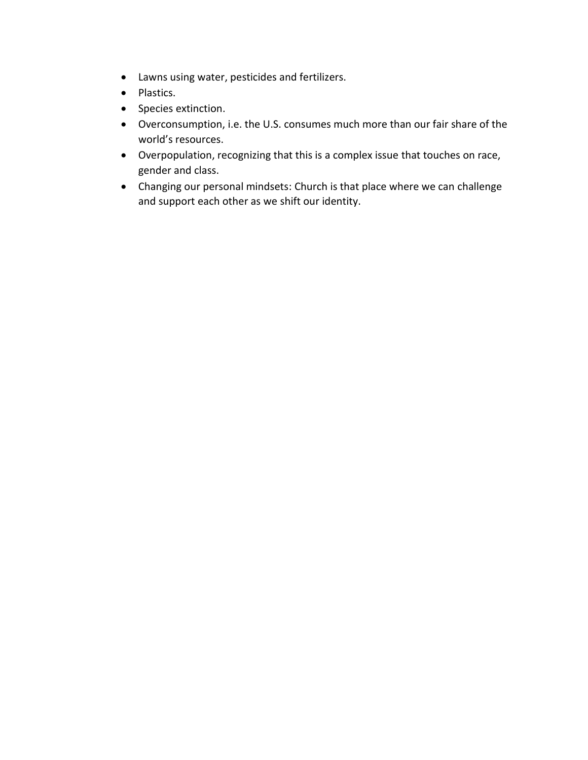- Lawns using water, pesticides and fertilizers.
- Plastics.
- Species extinction.
- Overconsumption, i.e. the U.S. consumes much more than our fair share of the world's resources.
- Overpopulation, recognizing that this is a complex issue that touches on race, gender and class.
- Changing our personal mindsets: Church is that place where we can challenge and support each other as we shift our identity.